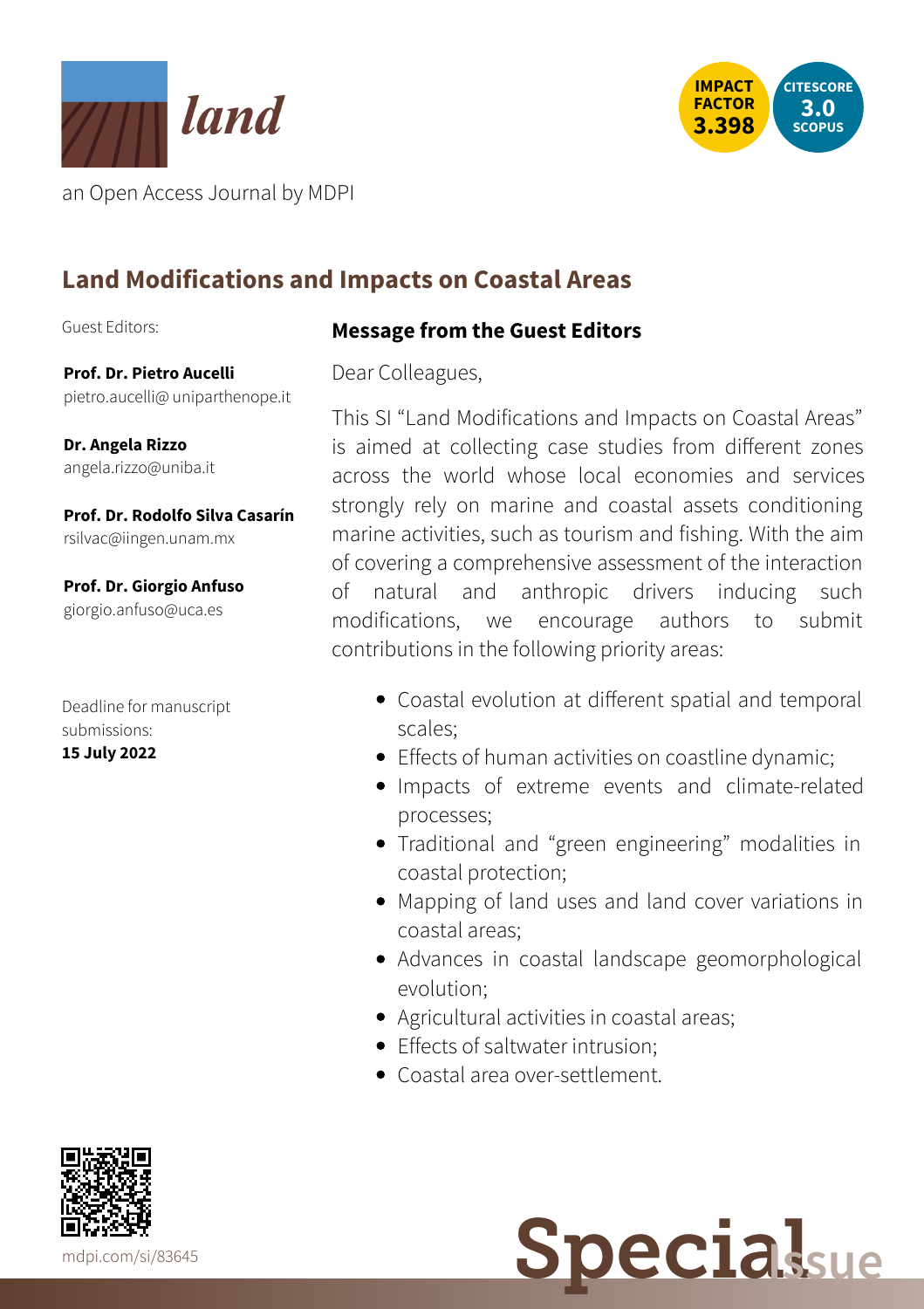*land*

an Open Access Journal by MDPI

IMPACT FACTOR 3.398

CITESCORE 3.0 SCOPUS

# Land Modifications and Impacts on Coastal Areas

Guest Editors:

**Prof. Dr. Pietro Aucelli**
pietro.aucelli@ uniparthenope.it

**Dr. Angela Rizzo**
angela.rizzo@uniba.it

**Prof. Dr. Rodolfo Silva Casarín**
rsilvac@iingen.unam.mx

**Prof. Dr. Giorgio Anfuso**
giorgio.anfuso@uca.es

Deadline for manuscript submissions:
**15 July 2022**

## Message from the Guest Editors

Dear Colleagues,

This SI "Land Modifications and Impacts on Coastal Areas" is aimed at collecting case studies from different zones across the world whose local economies and services strongly rely on marine and coastal assets conditioning marine activities, such as tourism and fishing. With the aim of covering a comprehensive assessment of the interaction of natural and anthropic drivers inducing such modifications, we encourage authors to submit contributions in the following priority areas:

- Coastal evolution at different spatial and temporal scales;
- Effects of human activities on coastline dynamic;
- Impacts of extreme events and climate-related processes;
- Traditional and "green engineering" modalities in coastal protection;
- Mapping of land uses and land cover variations in coastal areas;
- Advances in coastal landscape geomorphological evolution;
- Agricultural activities in coastal areas;
- Effects of saltwater intrusion;
- Coastal area over-settlement.

mdpi.com/si/83645

Special Issue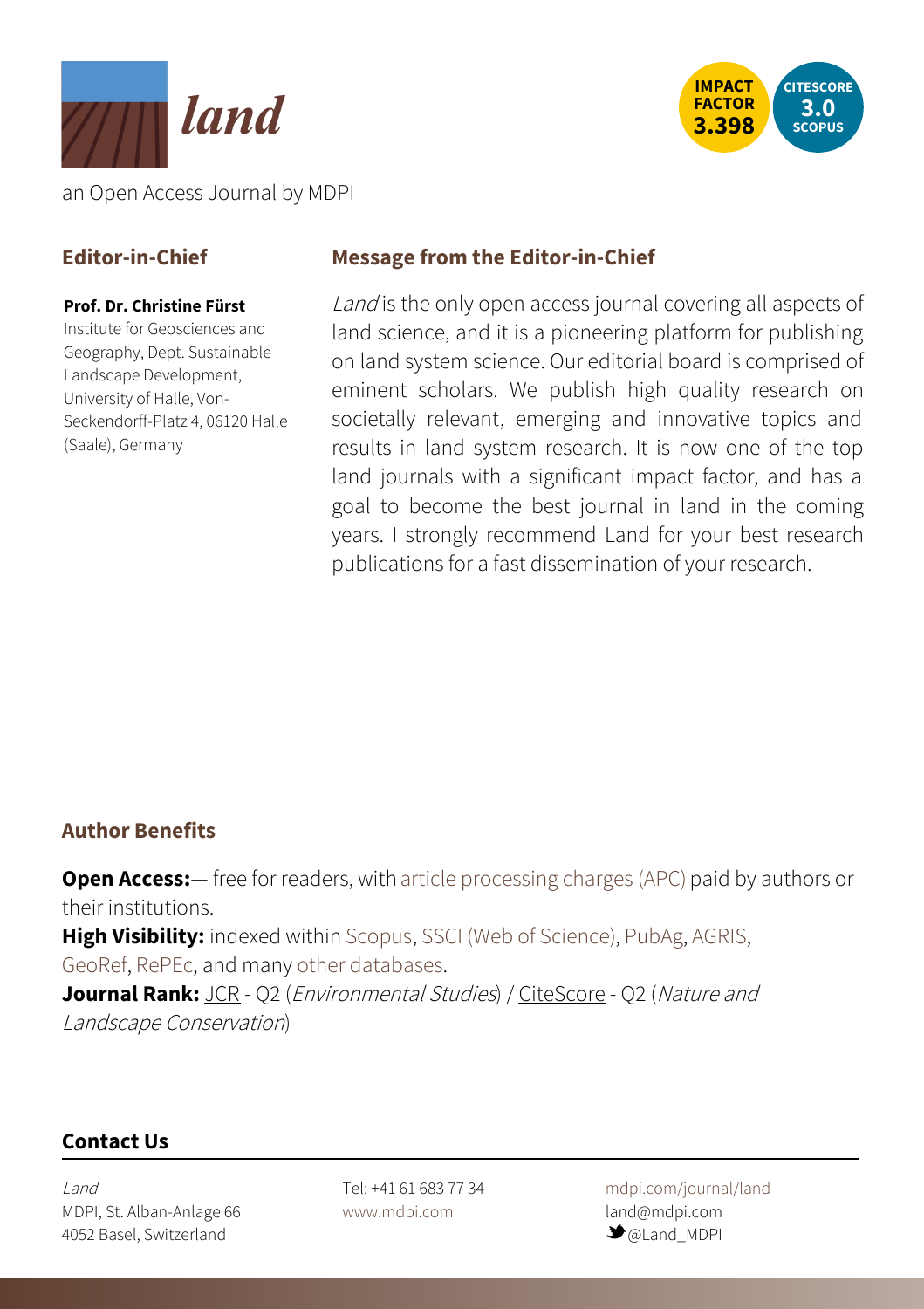# *land*

an Open Access Journal by MDPI

IMPACT FACTOR 3.398

CITESCORE 3.0 SCOPUS

## Editor-in-Chief

**Prof. Dr. Christine Fürst**
Institute for Geosciences and Geography, Dept. Sustainable Landscape Development, University of Halle, Von-Seckendorff-Platz 4, 06120 Halle (Saale), Germany

## Message from the Editor-in-Chief

*Land* is the only open access journal covering all aspects of land science, and it is a pioneering platform for publishing on land system science. Our editorial board is comprised of eminent scholars. We publish high quality research on societally relevant, emerging and innovative topics and results in land system research. It is now one of the top land journals with a significant impact factor, and has a goal to become the best journal in land in the coming years. I strongly recommend Land for your best research publications for a fast dissemination of your research.

## Author Benefits

**Open Access:**— free for readers, with article processing charges (APC) paid by authors or their institutions.
**High Visibility:** indexed within Scopus, SSCI (Web of Science), PubAg, AGRIS, GeoRef, RePEc, and many other databases.
**Journal Rank:** JCR - Q2 (*Environmental Studies*) / CiteScore - Q2 (*Nature and Landscape Conservation*)

## Contact Us

*Land*
MDPI, St. Alban-Anlage 66
4052 Basel, Switzerland

Tel: +41 61 683 77 34
www.mdpi.com

mdpi.com/journal/land
land@mdpi.com
@Land_MDPI